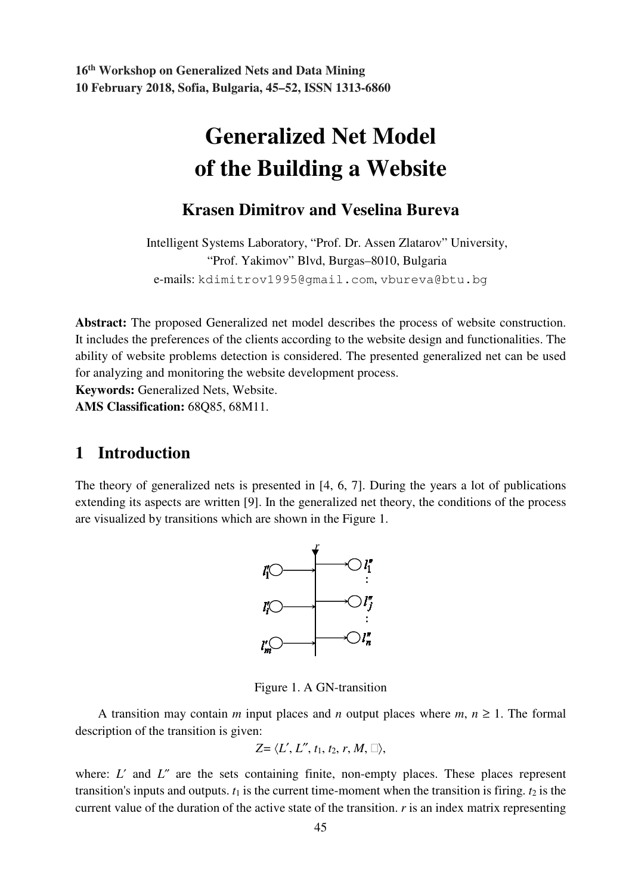16th Workshop on Generalized Nets and Data Mining
10 February 2018, Sofia, Bulgaria, 45–52, ISSN 1313-6860

# Generalized Net Model of the Building a Website

**Krasen Dimitrov and Veselina Bureva**

Intelligent Systems Laboratory, "Prof. Dr. Assen Zlatarov" University,
"Prof. Yakimov" Blvd, Burgas–8010, Bulgaria
e-mails: kdimitrov1995@gmail.com, vbureva@btu.bg

**Abstract:** The proposed Generalized net model describes the process of website construction. It includes the preferences of the clients according to the website design and functionalities. The ability of website problems detection is considered. The presented generalized net can be used for analyzing and monitoring the website development process.

**Keywords:** Generalized Nets, Website.

**AMS Classification:** 68Q85, 68M11.

## 1 Introduction

The theory of generalized nets is presented in [4, 6, 7]. During the years a lot of publications extending its aspects are written [9]. In the generalized net theory, the conditions of the process are visualized by transitions which are shown in the Figure 1.

Figure 1. A GN-transition

A transition may contain $m$ input places and $n$ output places where $m, n \geq 1$. The formal description of the transition is given:

$$Z = \langle L', L'', t_1, t_2, r, M, \square \rangle,$$

where: $L'$ and $L''$ are the sets containing finite, non-empty places. These places represent transition's inputs and outputs. $t_1$ is the current time-moment when the transition is firing. $t_2$ is the current value of the duration of the active state of the transition. $r$ is an index matrix representing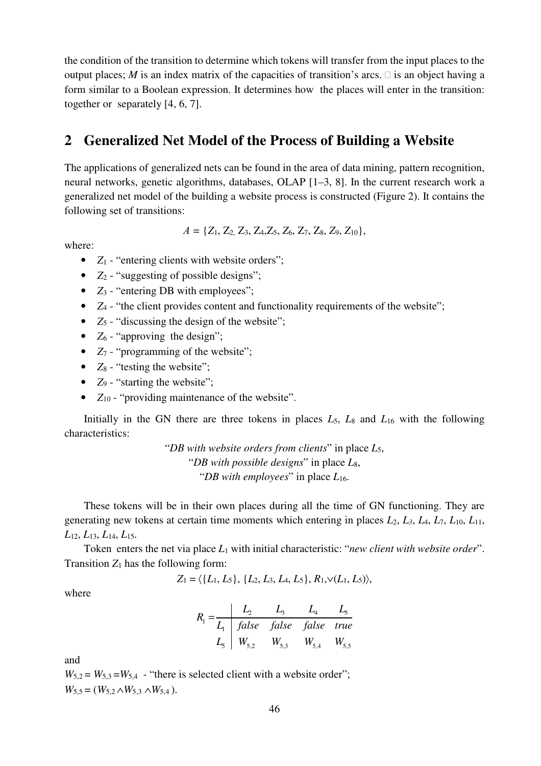the condition of the transition to determine which tokens will transfer from the input places to the output places; $M$ is an index matrix of the capacities of transition's arcs. □ is an object having a form similar to a Boolean expression. It determines how the places will enter in the transition: together or separately [4, 6, 7].

## 2 Generalized Net Model of the Process of Building a Website

The applications of generalized nets can be found in the area of data mining, pattern recognition, neural networks, genetic algorithms, databases, OLAP [1–3, 8]. In the current research work a generalized net model of the building a website process is constructed (Figure 2). It contains the following set of transitions:

$$A = \{Z_1, Z_2, Z_3, Z_4, Z_5, Z_6, Z_7, Z_8, Z_9, Z_{10}\},$$

where:

- $Z_1$ - "entering clients with website orders";
- $Z_2$ - "suggesting of possible designs";
- $Z_3$ - "entering DB with employees";
- $Z_4$ - "the client provides content and functionality requirements of the website";
- $Z_5$ - "discussing the design of the website";
- $Z_6$ - "approving the design";
- $Z_7$ - "programming of the website";
- $Z_8$ - "testing the website";
- $Z_9$ - "starting the website";
- $Z_{10}$ - "providing maintenance of the website".

Initially in the GN there are three tokens in places $L_5$, $L_8$ and $L_{16}$ with the following characteristics:

"*DB with website orders from clients*" in place $L_5$,
"*DB with possible designs*" in place $L_8$,
"*DB with employees*" in place $L_{16}$.

These tokens will be in their own places during all the time of GN functioning. They are generating new tokens at certain time moments which entering in places $L_2$, $L_3$, $L_4$, $L_7$, $L_{10}$, $L_{11}$, $L_{12}$, $L_{13}$, $L_{14}$, $L_{15}$.

Token enters the net via place $L_1$ with initial characteristic: "*new client with website order*". Transition $Z_1$ has the following form:

$$Z_1 = \langle \{L_1, L_5\}, \{L_2, L_3, L_4, L_5\}, R_1, \vee(L_1, L_5) \rangle,$$

where

$$R_1 = \begin{array}{c|cccc} & L_2 & L_3 & L_4 & L_5 \\ \hline L_1 & false & false & false & true \\ L_5 & W_{5,2} & W_{5,3} & W_{5,4} & W_{5,5} \end{array}$$

and

$W_{5,2} = W_{5,3} = W_{5,4}$ - "there is selected client with a website order";

$W_{5,5} = (W_{5,2} \wedge W_{5,3} \wedge W_{5,4})$.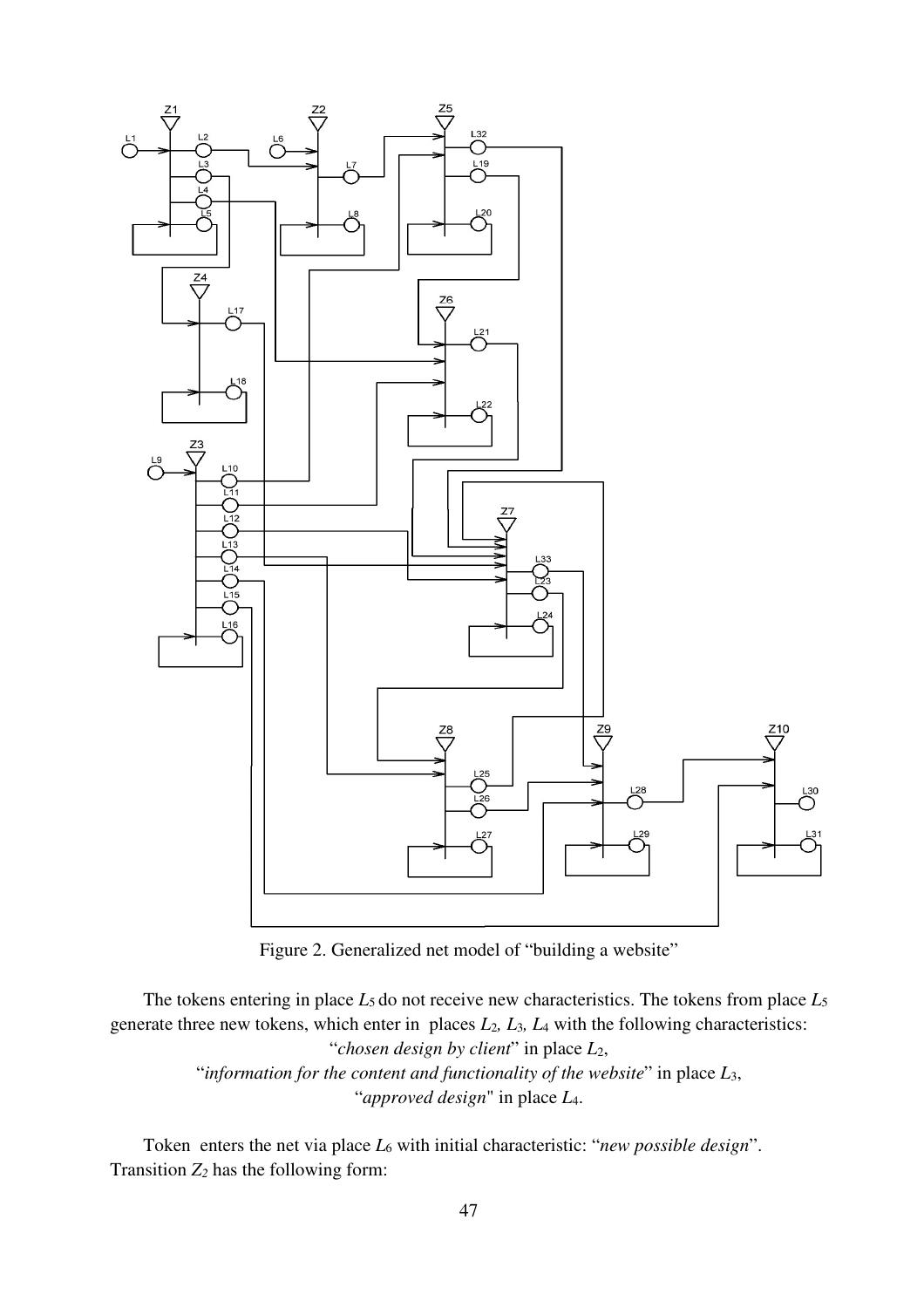Figure 2. Generalized net model of "building a website"

The tokens entering in place $L_5$ do not receive new characteristics. The tokens from place $L_5$ generate three new tokens, which enter in places $L_2$, $L_3$, $L_4$ with the following characteristics:

"*chosen design by client*" in place $L_2$,

"*information for the content and functionality of the website*" in place $L_3$,

"*approved design*" in place $L_4$.

Token enters the net via place $L_6$ with initial characteristic: "*new possible design*". Transition $Z_2$ has the following form: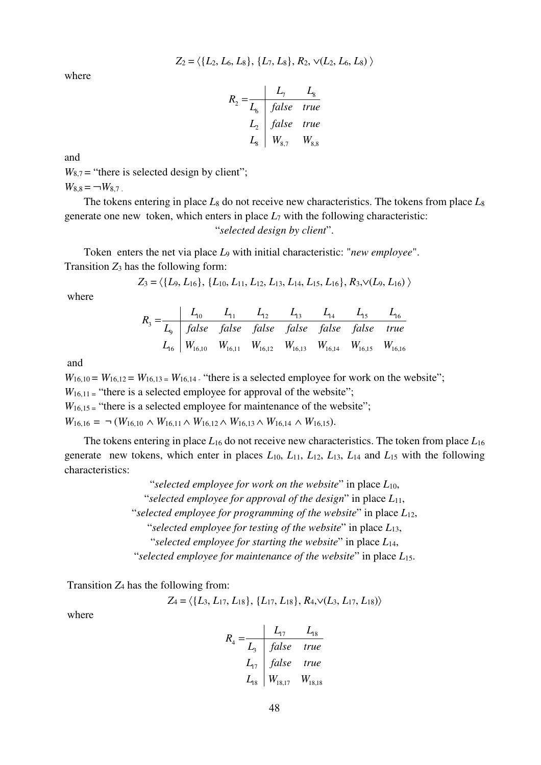$$Z_2 = \langle \{L_2, L_6, L_8\}, \{L_7, L_8\}, R_2, \vee(L_2, L_6, L_8) \rangle$$

where

$$R_2 = \begin{array}{c|cc} & L_7 & L_8 \\ \hline L_6 & false & true \\ L_2 & false & true \\ L_8 & W_{8,7} & W_{8,8} \end{array}$$

and

$W_{8,7}$ = "there is selected design by client";

$W_{8,8} = \neg W_{8,7}$ .

The tokens entering in place $L_8$ do not receive new characteristics. The tokens from place $L_8$ generate one new token, which enters in place $L_7$ with the following characteristic:

"*selected design by client*".

Token enters the net via place $L_9$ with initial characteristic: "*new employee*".

Transition $Z_3$ has the following form:

$$Z_3 = \langle \{L_9, L_{16}\}, \{L_{10}, L_{11}, L_{12}, L_{13}, L_{14}, L_{15}, L_{16}\}, R_3, \vee(L_9, L_{16}) \rangle$$

where

$$R_3 = \begin{array}{c|ccccccc} & L_{10} & L_{11} & L_{12} & L_{13} & L_{14} & L_{15} & L_{16} \\ \hline L_9 & false & false & false & false & false & false & true \\ L_{16} & W_{16,10} & W_{16,11} & W_{16,12} & W_{16,13} & W_{16,14} & W_{16,15} & W_{16,16} \end{array}$$

and

$W_{16,10} = W_{16,12} = W_{16,13} = W_{16,14}$ - "there is a selected employee for work on the website";

$W_{16,11}$ = "there is a selected employee for approval of the website";

$W_{16,15}$ = "there is a selected employee for maintenance of the website";

$W_{16,16} = \neg (W_{16,10} \wedge W_{16,11} \wedge W_{16,12} \wedge W_{16,13} \wedge W_{16,14} \wedge W_{16,15})$.

The tokens entering in place $L_{16}$ do not receive new characteristics. The token from place $L_{16}$ generate new tokens, which enter in places $L_{10}$, $L_{11}$, $L_{12}$, $L_{13}$, $L_{14}$ and $L_{15}$ with the following characteristics:

"*selected employee for work on the website*" in place $L_{10}$,

"*selected employee for approval of the design*" in place $L_{11}$,

"*selected employee for programming of the website*" in place $L_{12}$,

"*selected employee for testing of the website*" in place $L_{13}$,

"*selected employee for starting the website*" in place $L_{14}$,

"*selected employee for maintenance of the website*" in place $L_{15}$.

Transition $Z_4$ has the following from:

$$Z_4 = \langle \{L_3, L_{17}, L_{18}\}, \{L_{17}, L_{18}\}, R_4, \vee(L_3, L_{17}, L_{18}) \rangle$$

where

$$R_4 = \begin{array}{c|cc} & L_{17} & L_{18} \\ \hline L_3 & false & true \\ L_{17} & false & true \\ L_{18} & W_{18,17} & W_{18,18} \end{array}$$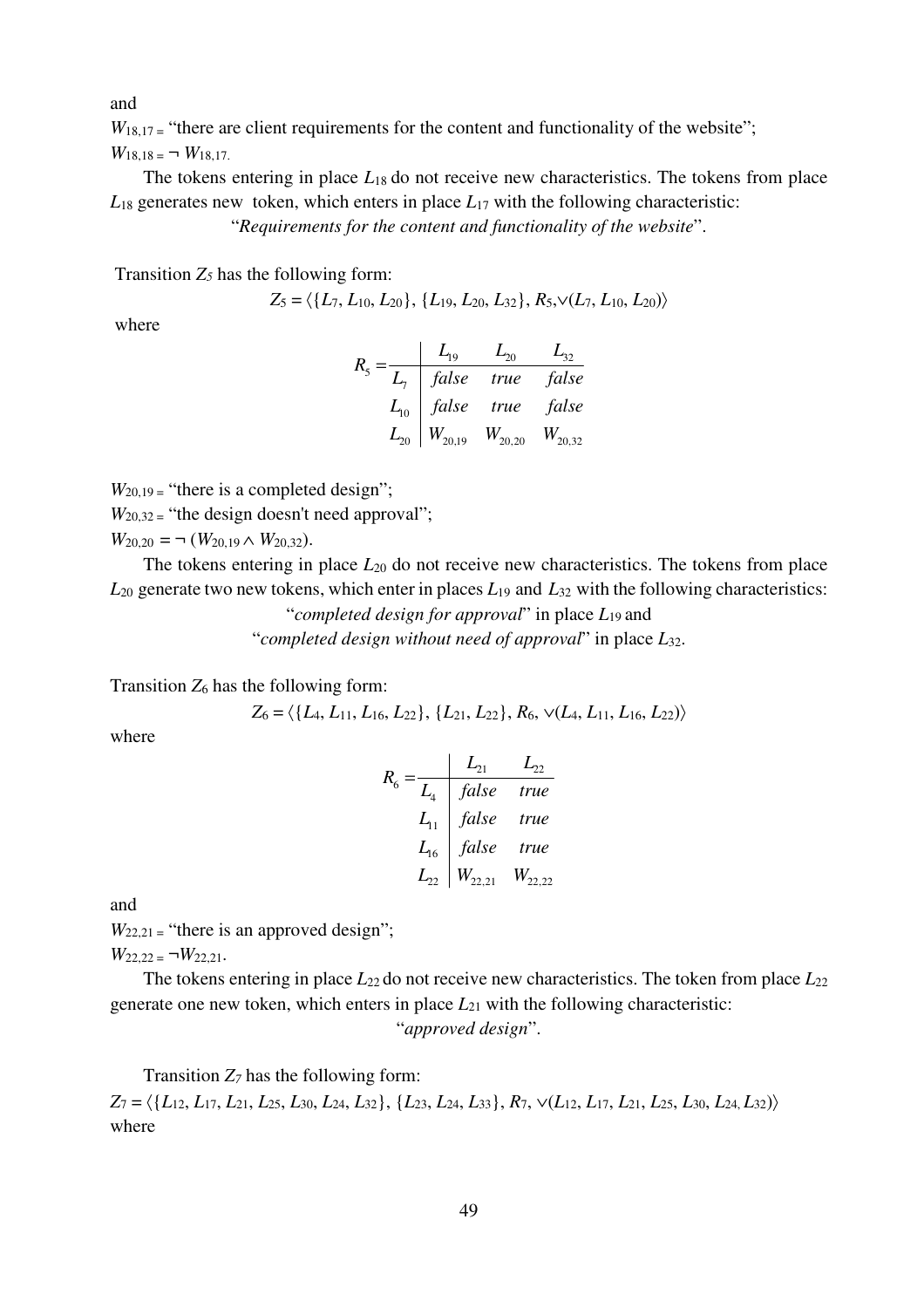and

$W_{18,17}$ = "there are client requirements for the content and functionality of the website";

$W_{18,18} = \neg W_{18,17}$.

The tokens entering in place $L_{18}$ do not receive new characteristics. The tokens from place $L_{18}$ generates new token, which enters in place $L_{17}$ with the following characteristic:

"*Requirements for the content and functionality of the website*".

Transition $Z_5$ has the following form:

$$Z_5 = \langle \{L_7, L_{10}, L_{20}\}, \{L_{19}, L_{20}, L_{32}\}, R_5, \vee(L_7, L_{10}, L_{20})\rangle$$

where

$$R_5 = \begin{array}{c|ccc} & L_{19} & L_{20} & L_{32} \\ \hline L_7 & false & true & false \\ L_{10} & false & true & false \\ L_{20} & W_{20,19} & W_{20,20} & W_{20,32} \end{array}$$

$W_{20,19}$ = "there is a completed design";

$W_{20,32}$ = "the design doesn't need approval";

$W_{20,20} = \neg (W_{20,19} \wedge W_{20,32})$.

The tokens entering in place $L_{20}$ do not receive new characteristics. The tokens from place $L_{20}$ generate two new tokens, which enter in places $L_{19}$ and $L_{32}$ with the following characteristics:

"*completed design for approval*" in place $L_{19}$ and

"*completed design without need of approval*" in place $L_{32}$.

Transition $Z_6$ has the following form:

$$Z_6 = \langle \{L_4, L_{11}, L_{16}, L_{22}\}, \{L_{21}, L_{22}\}, R_6, \vee(L_4, L_{11}, L_{16}, L_{22})\rangle$$

where

$$R_6 = \begin{array}{c|cc} & L_{21} & L_{22} \\ \hline L_4 & false & true \\ L_{11} & false & true \\ L_{16} & false & true \\ L_{22} & W_{22,21} & W_{22,22} \end{array}$$

and

$W_{22,21}$ = "there is an approved design";

$W_{22,22} = \neg W_{22,21}$.

The tokens entering in place $L_{22}$ do not receive new characteristics. The token from place $L_{22}$ generate one new token, which enters in place $L_{21}$ with the following characteristic:

"*approved design*".

Transition $Z_7$ has the following form:

$Z_7 = \langle \{L_{12}, L_{17}, L_{21}, L_{25}, L_{30}, L_{24}, L_{32}\}, \{L_{23}, L_{24}, L_{33}\}, R_7, \vee(L_{12}, L_{17}, L_{21}, L_{25}, L_{30}, L_{24}, L_{32})\rangle$

where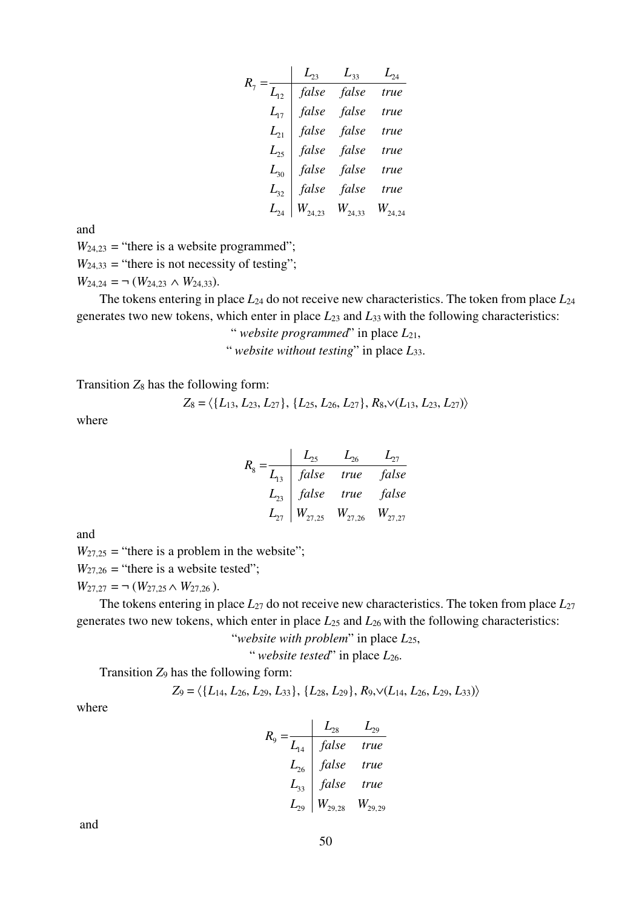$$R_7 = \begin{array}{c|ccc} & L_{23} & L_{33} & L_{24} \\ \hline L_{12} & false & false & true \\ L_{17} & false & false & true \\ L_{21} & false & false & true \\ L_{25} & false & false & true \\ L_{30} & false & false & true \\ L_{32} & false & false & true \\ L_{24} & W_{24,23} & W_{24,33} & W_{24,24} \end{array}$$

and

$W_{24,23}$ = "there is a website programmed";

$W_{24,33}$ = "there is not necessity of testing";

$W_{24,24} = \neg (W_{24,23} \wedge W_{24,33})$.

The tokens entering in place $L_{24}$ do not receive new characteristics. The token from place $L_{24}$ generates two new tokens, which enter in place $L_{23}$ and $L_{33}$ with the following characteristics:

" *website programmed*" in place $L_{21}$,

" *website without testing*" in place $L_{33}$.

Transition $Z_8$ has the following form:

$$Z_8 = \langle \{L_{13}, L_{23}, L_{27}\}, \{L_{25}, L_{26}, L_{27}\}, R_8, \vee(L_{13}, L_{23}, L_{27})\rangle$$

where

$$R_8 = \begin{array}{c|ccc} & L_{25} & L_{26} & L_{27} \\ \hline L_{13} & false & true & false \\ L_{23} & false & true & false \\ L_{27} & W_{27,25} & W_{27,26} & W_{27,27} \end{array}$$

and

$W_{27,25}$ = "there is a problem in the website";

$W_{27,26}$ = "there is a website tested";

$W_{27,27} = \neg (W_{27,25} \wedge W_{27,26})$.

The tokens entering in place $L_{27}$ do not receive new characteristics. The token from place $L_{27}$ generates two new tokens, which enter in place $L_{25}$ and $L_{26}$ with the following characteristics:

"*website with problem*" in place $L_{25}$,

" *website tested*" in place $L_{26}$.

Transition $Z_9$ has the following form:

$$Z_9 = \langle \{L_{14}, L_{26}, L_{29}, L_{33}\}, \{L_{28}, L_{29}\}, R_9, \vee(L_{14}, L_{26}, L_{29}, L_{33})\rangle$$

where

$$R_9 = \begin{array}{c|cc} & L_{28} & L_{29} \\ \hline L_{14} & false & true \\ L_{26} & false & true \\ L_{33} & false & true \\ L_{29} & W_{29,28} & W_{29,29} \end{array}$$

and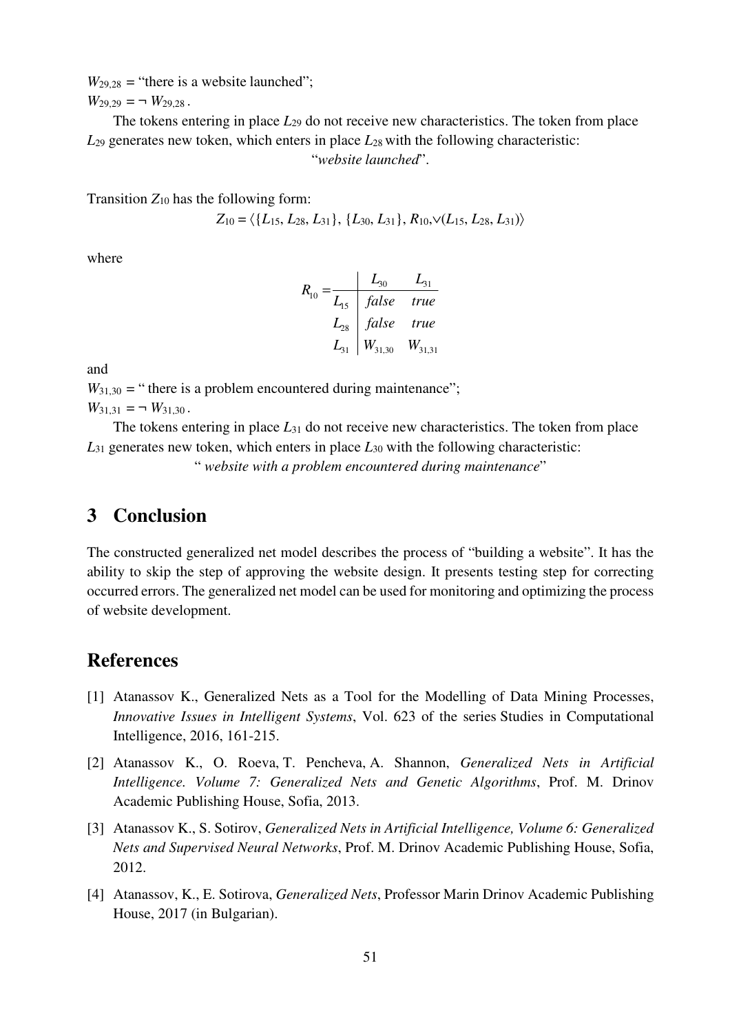$W_{29,28}$ = "there is a website launched";

$W_{29,29} = \neg W_{29,28}$.

The tokens entering in place $L_{29}$ do not receive new characteristics. The token from place $L_{29}$ generates new token, which enters in place $L_{28}$ with the following characteristic:

"*website launched*".

Transition $Z_{10}$ has the following form:

$$Z_{10} = \langle \{L_{15}, L_{28}, L_{31}\}, \{L_{30}, L_{31}\}, R_{10}, \vee(L_{15}, L_{28}, L_{31})\rangle$$

where

$$R_{10} = \begin{array}{c|cc} & L_{30} & L_{31} \\ \hline L_{15} & false & true \\ L_{28} & false & true \\ L_{31} & W_{31,30} & W_{31,31} \end{array}$$

and

$W_{31,30}$ = " there is a problem encountered during maintenance";

$W_{31,31} = \neg W_{31,30}$.

The tokens entering in place $L_{31}$ do not receive new characteristics. The token from place $L_{31}$ generates new token, which enters in place $L_{30}$ with the following characteristic:

" *website with a problem encountered during maintenance*"

## 3 Conclusion

The constructed generalized net model describes the process of "building a website". It has the ability to skip the step of approving the website design. It presents testing step for correcting occurred errors. The generalized net model can be used for monitoring and optimizing the process of website development.

## References

[1] Atanassov K., Generalized Nets as a Tool for the Modelling of Data Mining Processes, *Innovative Issues in Intelligent Systems*, Vol. 623 of the series Studies in Computational Intelligence, 2016, 161-215.

[2] Atanassov K., O. Roeva, T. Pencheva, A. Shannon, *Generalized Nets in Artificial Intelligence. Volume 7: Generalized Nets and Genetic Algorithms*, Prof. M. Drinov Academic Publishing House, Sofia, 2013.

[3] Atanassov K., S. Sotirov, *Generalized Nets in Artificial Intelligence, Volume 6: Generalized Nets and Supervised Neural Networks*, Prof. M. Drinov Academic Publishing House, Sofia, 2012.

[4] Atanassov, K., E. Sotirova, *Generalized Nets*, Professor Marin Drinov Academic Publishing House, 2017 (in Bulgarian).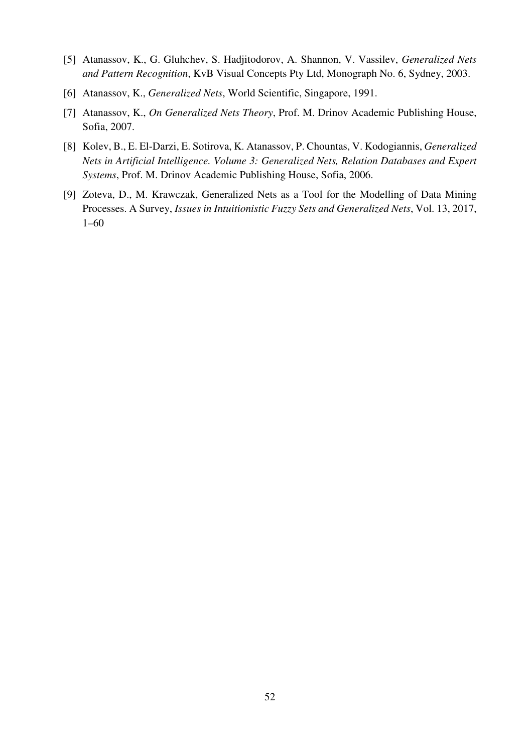[5] Atanassov, K., G. Gluhchev, S. Hadjitodorov, A. Shannon, V. Vassilev, *Generalized Nets and Pattern Recognition*, KvB Visual Concepts Pty Ltd, Monograph No. 6, Sydney, 2003.

[6] Atanassov, K., *Generalized Nets*, World Scientific, Singapore, 1991.

[7] Atanassov, K., *On Generalized Nets Theory*, Prof. M. Drinov Academic Publishing House, Sofia, 2007.

[8] Kolev, B., E. El-Darzi, E. Sotirova, K. Atanassov, P. Chountas, V. Kodogiannis, *Generalized Nets in Artificial Intelligence. Volume 3: Generalized Nets, Relation Databases and Expert Systems*, Prof. M. Drinov Academic Publishing House, Sofia, 2006.

[9] Zoteva, D., M. Krawczak, Generalized Nets as a Tool for the Modelling of Data Mining Processes. A Survey, *Issues in Intuitionistic Fuzzy Sets and Generalized Nets*, Vol. 13, 2017, 1–60